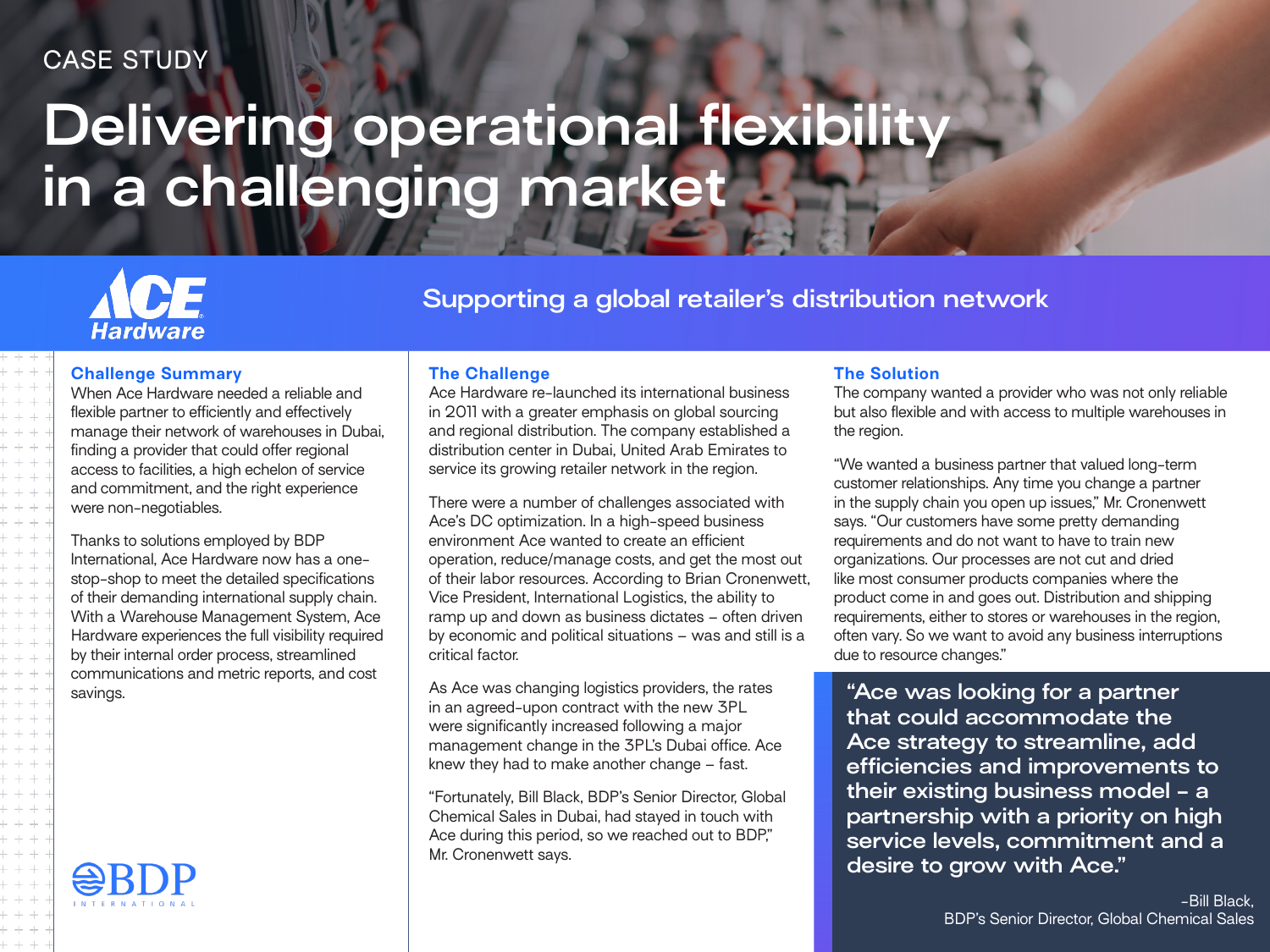CASE STUDY

# Delivering operational flexibility in a challenging market

Ace Hardware

## Supporting a global retailer's distribution network

### Challenge Summary

When Ace Hardware needed a reliable and flexible partner to efficiently and effectively manage their network of warehouses in Dubai, finding a provider that could offer regional access to facilities, a high echelon of service and commitment, and the right experience were non-negotiables.

Thanks to solutions employed by BDP International, Ace Hardware now has a one-stop-shop to meet the detailed specifications of their demanding international supply chain. With a Warehouse Management System, Ace Hardware experiences the full visibility required by their internal order process, streamlined communications and metric reports, and cost savings.

BDP INTERNATIONAL

### The Challenge

Ace Hardware re-launched its international business in 2011 with a greater emphasis on global sourcing and regional distribution. The company established a distribution center in Dubai, United Arab Emirates to service its growing retailer network in the region.

There were a number of challenges associated with Ace's DC optimization. In a high-speed business environment Ace wanted to create an efficient operation, reduce/manage costs, and get the most out of their labor resources. According to Brian Cronenwett, Vice President, International Logistics, the ability to ramp up and down as business dictates – often driven by economic and political situations – was and still is a critical factor.

As Ace was changing logistics providers, the rates in an agreed-upon contract with the new 3PL were significantly increased following a major management change in the 3PL's Dubai office. Ace knew they had to make another change – fast.

"Fortunately, Bill Black, BDP's Senior Director, Global Chemical Sales in Dubai, had stayed in touch with Ace during this period, so we reached out to BDP," Mr. Cronenwett says.

### The Solution

The company wanted a provider who was not only reliable but also flexible and with access to multiple warehouses in the region.

"We wanted a business partner that valued long-term customer relationships. Any time you change a partner in the supply chain you open up issues," Mr. Cronenwett says. "Our customers have some pretty demanding requirements and do not want to have to train new organizations. Our processes are not cut and dried like most consumer products companies where the product come in and goes out. Distribution and shipping requirements, either to stores or warehouses in the region, often vary. So we want to avoid any business interruptions due to resource changes."

> "Ace was looking for a partner that could accommodate the Ace strategy to streamline, add efficiencies and improvements to their existing business model – a partnership with a priority on high service levels, commitment and a desire to grow with Ace."
>
> –Bill Black, BDP's Senior Director, Global Chemical Sales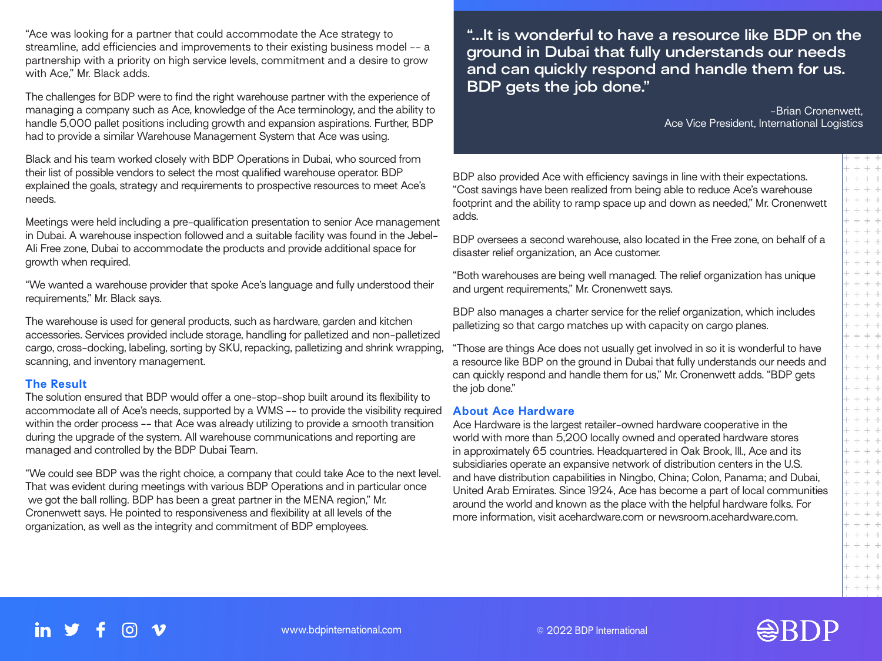"Ace was looking for a partner that could accommodate the Ace strategy to streamline, add efficiencies and improvements to their existing business model -- a partnership with a priority on high service levels, commitment and a desire to grow with Ace," Mr. Black adds.

The challenges for BDP were to find the right warehouse partner with the experience of managing a company such as Ace, knowledge of the Ace terminology, and the ability to handle 5,000 pallet positions including growth and expansion aspirations. Further, BDP had to provide a similar Warehouse Management System that Ace was using.

Black and his team worked closely with BDP Operations in Dubai, who sourced from their list of possible vendors to select the most qualified warehouse operator. BDP explained the goals, strategy and requirements to prospective resources to meet Ace's needs.

Meetings were held including a pre-qualification presentation to senior Ace management in Dubai. A warehouse inspection followed and a suitable facility was found in the Jebel-Ali Free zone, Dubai to accommodate the products and provide additional space for growth when required.

"We wanted a warehouse provider that spoke Ace's language and fully understood their requirements," Mr. Black says.

The warehouse is used for general products, such as hardware, garden and kitchen accessories. Services provided include storage, handling for palletized and non-palletized cargo, cross-docking, labeling, sorting by SKU, repacking, palletizing and shrink wrapping, scanning, and inventory management.

## The Result

The solution ensured that BDP would offer a one-stop-shop built around its flexibility to accommodate all of Ace's needs, supported by a WMS -- to provide the visibility required within the order process -- that Ace was already utilizing to provide a smooth transition during the upgrade of the system. All warehouse communications and reporting are managed and controlled by the BDP Dubai Team.

"We could see BDP was the right choice, a company that could take Ace to the next level. That was evident during meetings with various BDP Operations and in particular once we got the ball rolling. BDP has been a great partner in the MENA region," Mr. Cronenwett says. He pointed to responsiveness and flexibility at all levels of the organization, as well as the integrity and commitment of BDP employees.

> **"...It is wonderful to have a resource like BDP on the ground in Dubai that fully understands our needs and can quickly respond and handle them for us. BDP gets the job done."**
>
> -Brian Cronenwett,
> Ace Vice President, International Logistics

BDP also provided Ace with efficiency savings in line with their expectations. "Cost savings have been realized from being able to reduce Ace's warehouse footprint and the ability to ramp space up and down as needed," Mr. Cronenwett adds.

BDP oversees a second warehouse, also located in the Free zone, on behalf of a disaster relief organization, an Ace customer.

"Both warehouses are being well managed. The relief organization has unique and urgent requirements," Mr. Cronenwett says.

BDP also manages a charter service for the relief organization, which includes palletizing so that cargo matches up with capacity on cargo planes.

"Those are things Ace does not usually get involved in so it is wonderful to have a resource like BDP on the ground in Dubai that fully understands our needs and can quickly respond and handle them for us," Mr. Cronenwett adds. "BDP gets the job done."

## About Ace Hardware

Ace Hardware is the largest retailer-owned hardware cooperative in the world with more than 5,200 locally owned and operated hardware stores in approximately 65 countries. Headquartered in Oak Brook, Ill., Ace and its subsidiaries operate an expansive network of distribution centers in the U.S. and have distribution capabilities in Ningbo, China; Colon, Panama; and Dubai, United Arab Emirates. Since 1924, Ace has become a part of local communities around the world and known as the place with the helpful hardware folks. For more information, visit acehardware.com or newsroom.acehardware.com.

www.bdpinternational.com

© 2022 BDP International